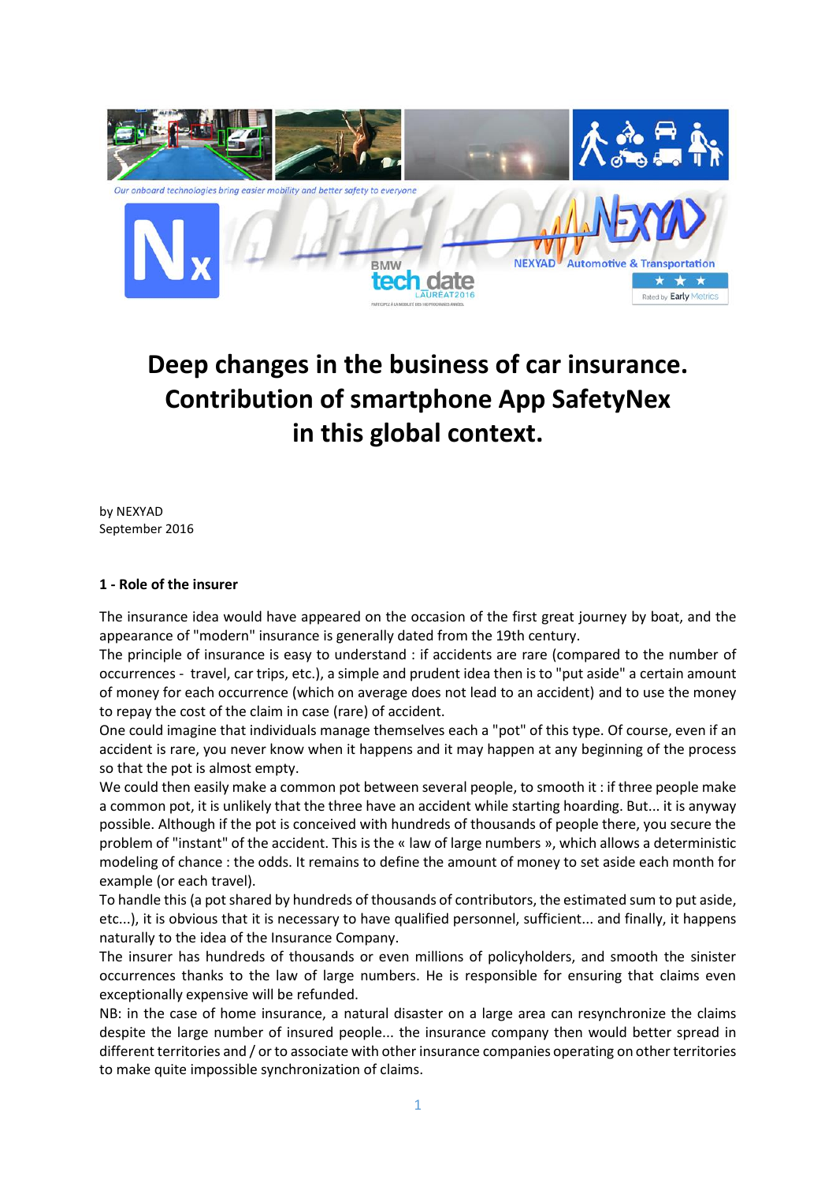# Deep changes in the business of car insurance. Contribution of smartphone App SafetyNex in this global context.

by NEXYAD
September 2016

### 1 - Role of the insurer

The insurance idea would have appeared on the occasion of the first great journey by boat, and the appearance of "modern" insurance is generally dated from the 19th century.
The principle of insurance is easy to understand : if accidents are rare (compared to the number of occurrences - travel, car trips, etc.), a simple and prudent idea then is to "put aside" a certain amount of money for each occurrence (which on average does not lead to an accident) and to use the money to repay the cost of the claim in case (rare) of accident.
One could imagine that individuals manage themselves each a "pot" of this type. Of course, even if an accident is rare, you never know when it happens and it may happen at any beginning of the process so that the pot is almost empty.
We could then easily make a common pot between several people, to smooth it : if three people make a common pot, it is unlikely that the three have an accident while starting hoarding. But... it is anyway possible. Although if the pot is conceived with hundreds of thousands of people there, you secure the problem of "instant" of the accident. This is the « law of large numbers », which allows a deterministic modeling of chance : the odds. It remains to define the amount of money to set aside each month for example (or each travel).
To handle this (a pot shared by hundreds of thousands of contributors, the estimated sum to put aside, etc...), it is obvious that it is necessary to have qualified personnel, sufficient... and finally, it happens naturally to the idea of the Insurance Company.
The insurer has hundreds of thousands or even millions of policyholders, and smooth the sinister occurrences thanks to the law of large numbers. He is responsible for ensuring that claims even exceptionally expensive will be refunded.
NB: in the case of home insurance, a natural disaster on a large area can resynchronize the claims despite the large number of insured people... the insurance company then would better spread in different territories and / or to associate with other insurance companies operating on other territories to make quite impossible synchronization of claims.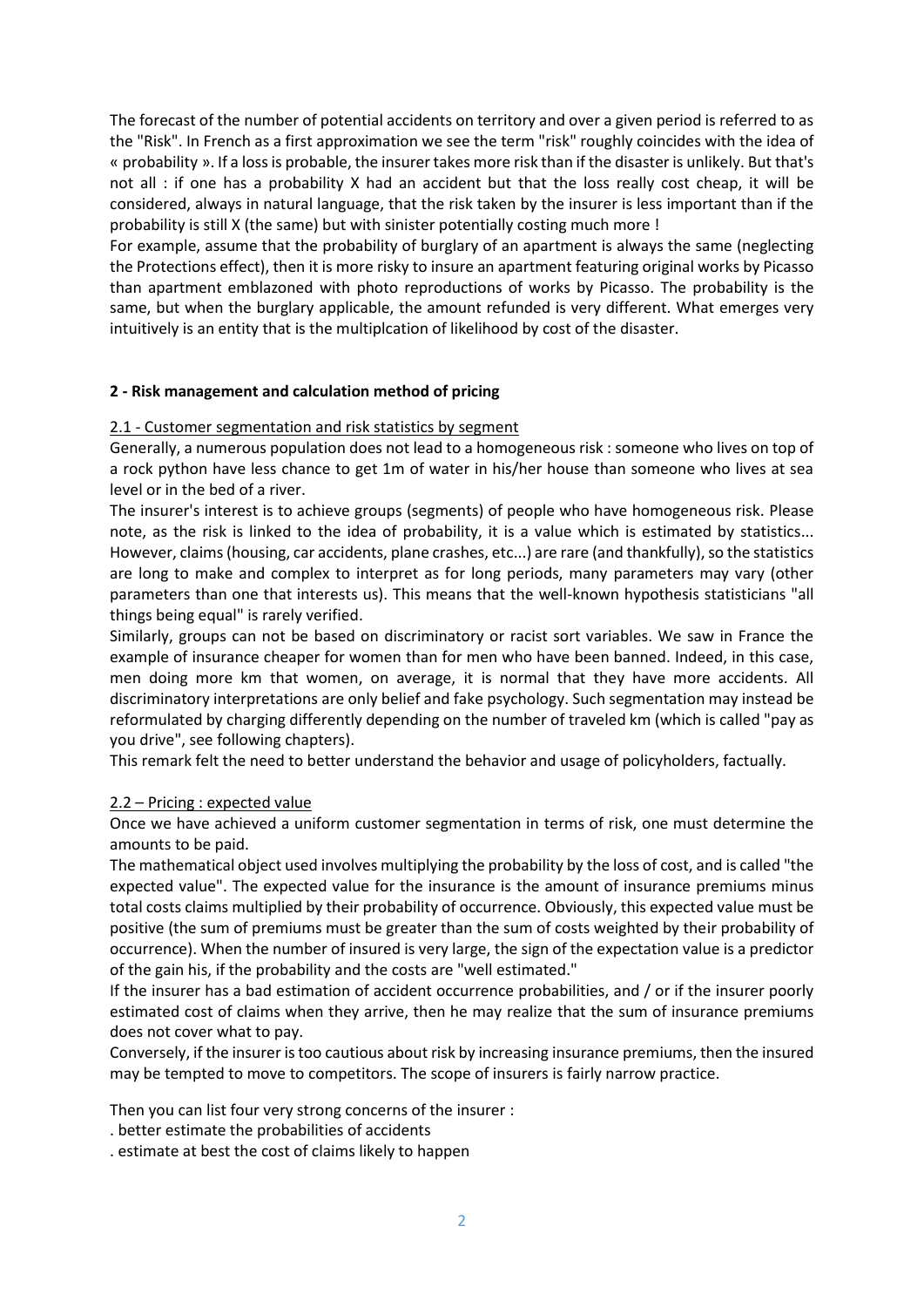The forecast of the number of potential accidents on territory and over a given period is referred to as the "Risk". In French as a first approximation we see the term "risk" roughly coincides with the idea of « probability ». If a loss is probable, the insurer takes more risk than if the disaster is unlikely. But that's not all : if one has a probability X had an accident but that the loss really cost cheap, it will be considered, always in natural language, that the risk taken by the insurer is less important than if the probability is still X (the same) but with sinister potentially costing much more !

For example, assume that the probability of burglary of an apartment is always the same (neglecting the Protections effect), then it is more risky to insure an apartment featuring original works by Picasso than apartment emblazoned with photo reproductions of works by Picasso. The probability is the same, but when the burglary applicable, the amount refunded is very different. What emerges very intuitively is an entity that is the multiplcation of likelihood by cost of the disaster.

## 2 - Risk management and calculation method of pricing

### 2.1 - Customer segmentation and risk statistics by segment

Generally, a numerous population does not lead to a homogeneous risk : someone who lives on top of a rock python have less chance to get 1m of water in his/her house than someone who lives at sea level or in the bed of a river.

The insurer's interest is to achieve groups (segments) of people who have homogeneous risk. Please note, as the risk is linked to the idea of probability, it is a value which is estimated by statistics... However, claims (housing, car accidents, plane crashes, etc...) are rare (and thankfully), so the statistics are long to make and complex to interpret as for long periods, many parameters may vary (other parameters than one that interests us). This means that the well-known hypothesis statisticians "all things being equal" is rarely verified.

Similarly, groups can not be based on discriminatory or racist sort variables. We saw in France the example of insurance cheaper for women than for men who have been banned. Indeed, in this case, men doing more km that women, on average, it is normal that they have more accidents. All discriminatory interpretations are only belief and fake psychology. Such segmentation may instead be reformulated by charging differently depending on the number of traveled km (which is called "pay as you drive", see following chapters).

This remark felt the need to better understand the behavior and usage of policyholders, factually.

### 2.2 – Pricing : expected value

Once we have achieved a uniform customer segmentation in terms of risk, one must determine the amounts to be paid.

The mathematical object used involves multiplying the probability by the loss of cost, and is called "the expected value". The expected value for the insurance is the amount of insurance premiums minus total costs claims multiplied by their probability of occurrence). Obviously, this expected value must be positive (the sum of premiums must be greater than the sum of costs weighted by their probability of occurrence). When the number of insured is very large, the sign of the expectation value is a predictor of the gain his, if the probability and the costs are "well estimated."

If the insurer has a bad estimation of accident occurrence probabilities, and / or if the insurer poorly estimated cost of claims when they arrive, then he may realize that the sum of insurance premiums does not cover what to pay.

Conversely, if the insurer is too cautious about risk by increasing insurance premiums, then the insured may be tempted to move to competitors. The scope of insurers is fairly narrow practice.

Then you can list four very strong concerns of the insurer :

- better estimate the probabilities of accidents
- estimate at best the cost of claims likely to happen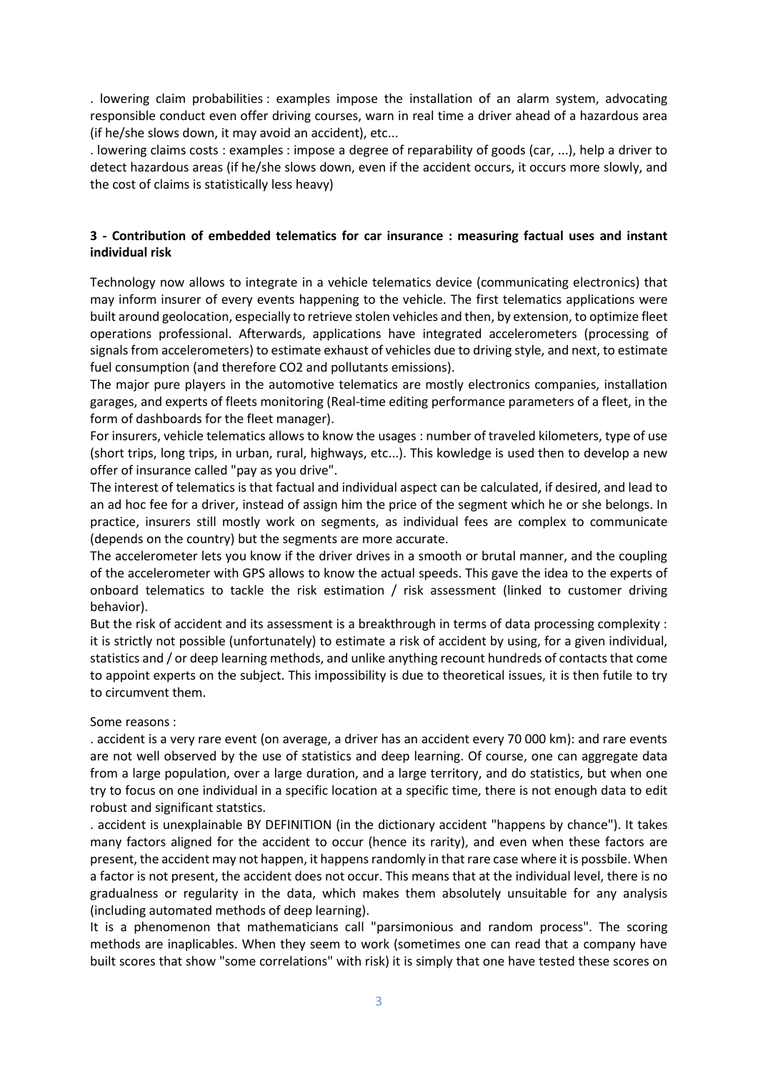. lowering claim probabilities : examples impose the installation of an alarm system, advocating responsible conduct even offer driving courses, warn in real time a driver ahead of a hazardous area (if he/she slows down, it may avoid an accident), etc...

. lowering claims costs : examples : impose a degree of reparability of goods (car, ...), help a driver to detect hazardous areas (if he/she slows down, even if the accident occurs, it occurs more slowly, and the cost of claims is statistically less heavy)

### 3 - Contribution of embedded telematics for car insurance : measuring factual uses and instant individual risk

Technology now allows to integrate in a vehicle telematics device (communicating electronics) that may inform insurer of every events happening to the vehicle. The first telematics applications were built around geolocation, especially to retrieve stolen vehicles and then, by extension, to optimize fleet operations professional. Afterwards, applications have integrated accelerometers (processing of signals from accelerometers) to estimate exhaust of vehicles due to driving style, and next, to estimate fuel consumption (and therefore $CO_2$ and pollutants emissions).

The major pure players in the automotive telematics are mostly electronics companies, installation garages, and experts of fleets monitoring (Real-time editing performance parameters of a fleet, in the form of dashboards for the fleet manager).

For insurers, vehicle telematics allows to know the usages : number of traveled kilometers, type of use (short trips, long trips, in urban, rural, highways, etc...). This kowledge is used then to develop a new offer of insurance called "pay as you drive".

The interest of telematics is that factual and individual aspect can be calculated, if desired, and lead to an ad hoc fee for a driver, instead of assign him the price of the segment which he or she belongs. In practice, insurers still mostly work on segments, as individual fees are complex to communicate (depends on the country) but the segments are more accurate.

The accelerometer lets you know if the driver drives in a smooth or brutal manner, and the coupling of the accelerometer with GPS allows to know the actual speeds. This gave the idea to the experts of onboard telematics to tackle the risk estimation / risk assessment (linked to customer driving behavior).

But the risk of accident and its assessment is a breakthrough in terms of data processing complexity : it is strictly not possible (unfortunately) to estimate a risk of accident by using, for a given individual, statistics and / or deep learning methods, and unlike anything recount hundreds of contacts that come to appoint experts on the subject. This impossibility is due to theoretical issues, it is then futile to try to circumvent them.

Some reasons :

. accident is a very rare event (on average, a driver has an accident every 70 000 km): and rare events are not well observed by the use of statistics and deep learning. Of course, one can aggregate data from a large population, over a large duration, and a large territory, and do statistics, but when one try to focus on one individual in a specific location at a specific time, there is not enough data to edit robust and significant statstics.

. accident is unexplainable BY DEFINITION (in the dictionary accident "happens by chance"). It takes many factors aligned for the accident to occur (hence its rarity), and even when these factors are present, the accident may not happen, it happens randomly in that rare case where it is possbile. When a factor is not present, the accident does not occur. This means that at the individual level, there is no gradualness or regularity in the data, which makes them absolutely unsuitable for any analysis (including automated methods of deep learning).

It is a phenomenon that mathematicians call "parsimonious and random process". The scoring methods are inaplicables. When they seem to work (sometimes one can read that a company have built scores that show "some correlations" with risk) it is simply that one have tested these scores on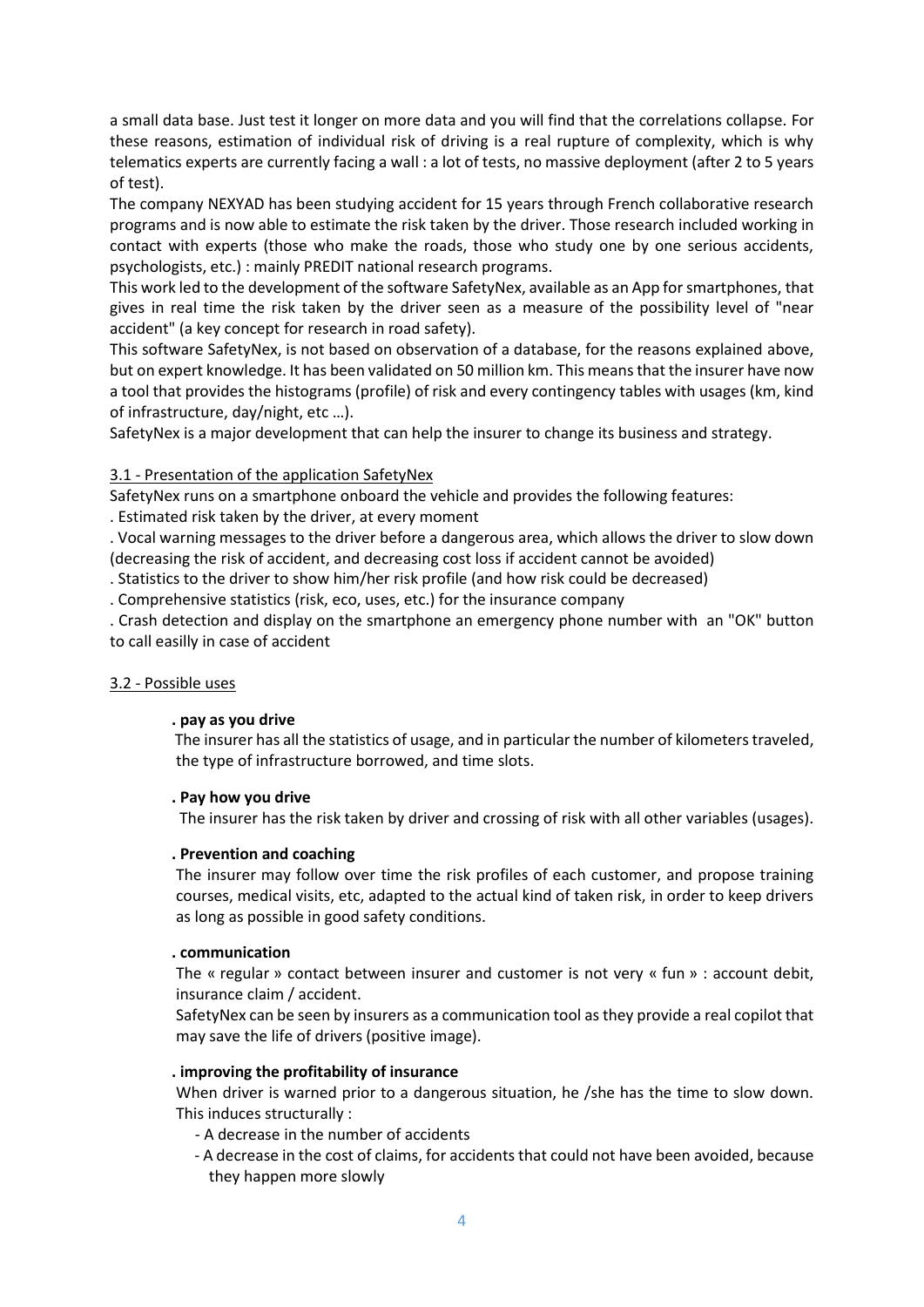a small data base. Just test it longer on more data and you will find that the correlations collapse. For these reasons, estimation of individual risk of driving is a real rupture of complexity, which is why telematics experts are currently facing a wall : a lot of tests, no massive deployment (after 2 to 5 years of test).

The company NEXYAD has been studying accident for 15 years through French collaborative research programs and is now able to estimate the risk taken by the driver. Those research included working in contact with experts (those who make the roads, those who study one by one serious accidents, psychologists, etc.) : mainly PREDIT national research programs.

This work led to the development of the software SafetyNex, available as an App for smartphones, that gives in real time the risk taken by the driver seen as a measure of the possibility level of "near accident" (a key concept for research in road safety).

This software SafetyNex, is not based on observation of a database, for the reasons explained above, but on expert knowledge. It has been validated on 50 million km. This means that the insurer have now a tool that provides the histograms (profile) of risk and every contingency tables with usages (km, kind of infrastructure, day/night, etc …).

SafetyNex is a major development that can help the insurer to change its business and strategy.

### 3.1 - Presentation of the application SafetyNex

SafetyNex runs on a smartphone onboard the vehicle and provides the following features:

. Estimated risk taken by the driver, at every moment

. Vocal warning messages to the driver before a dangerous area, which allows the driver to slow down (decreasing the risk of accident, and decreasing cost loss if accident cannot be avoided)

. Statistics to the driver to show him/her risk profile (and how risk could be decreased)

. Comprehensive statistics (risk, eco, uses, etc.) for the insurance company

. Crash detection and display on the smartphone an emergency phone number with an "OK" button to call easilly in case of accident

### 3.2 - Possible uses

**. pay as you drive**

The insurer has all the statistics of usage, and in particular the number of kilometers traveled, the type of infrastructure borrowed, and time slots.

**. Pay how you drive**

The insurer has the risk taken by driver and crossing of risk with all other variables (usages).

**. Prevention and coaching**

The insurer may follow over time the risk profiles of each customer, and propose training courses, medical visits, etc, adapted to the actual kind of taken risk, in order to keep drivers as long as possible in good safety conditions.

**. communication**

The « regular » contact between insurer and customer is not very « fun » : account debit, insurance claim / accident.

SafetyNex can be seen by insurers as a communication tool as they provide a real copilot that may save the life of drivers (positive image).

**. improving the profitability of insurance**

When driver is warned prior to a dangerous situation, he /she has the time to slow down. This induces structurally :

- A decrease in the number of accidents
- A decrease in the cost of claims, for accidents that could not have been avoided, because they happen more slowly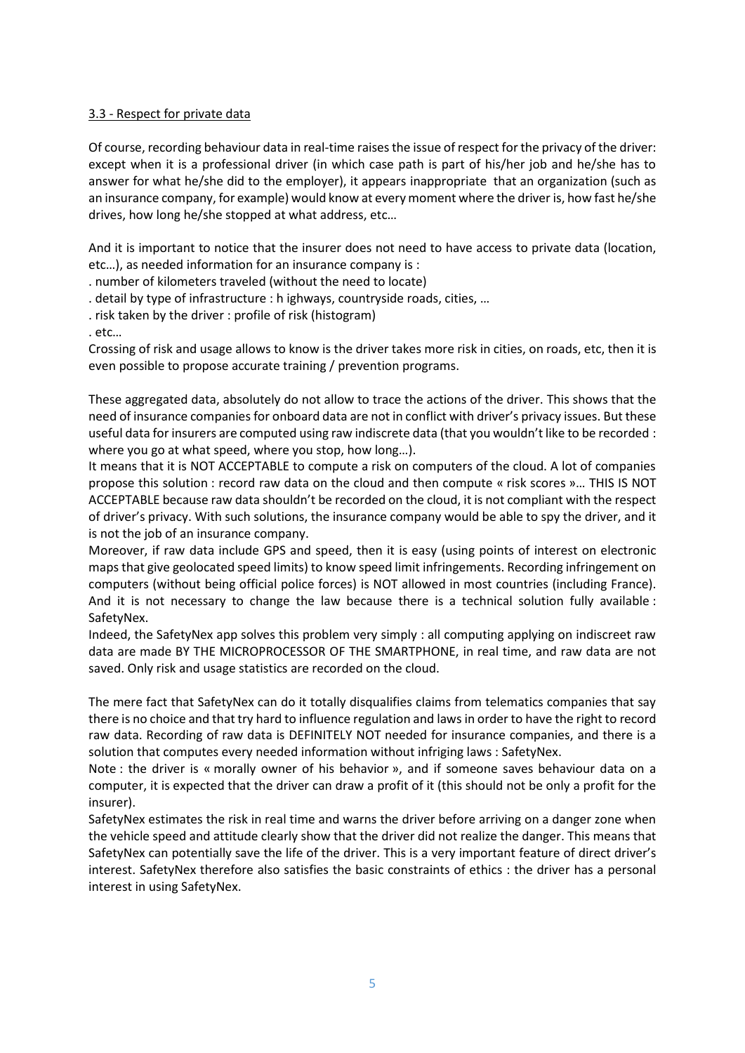3.3 - Respect for private data

Of course, recording behaviour data in real-time raises the issue of respect for the privacy of the driver: except when it is a professional driver (in which case path is part of his/her job and he/she has to answer for what he/she did to the employer), it appears inappropriate that an organization (such as an insurance company, for example) would know at every moment where the driver is, how fast he/she drives, how long he/she stopped at what address, etc…

And it is important to notice that the insurer does not need to have access to private data (location, etc…), as needed information for an insurance company is :

. number of kilometers traveled (without the need to locate)
. detail by type of infrastructure : h ighways, countryside roads, cities, …
. risk taken by the driver : profile of risk (histogram)
. etc…

Crossing of risk and usage allows to know is the driver takes more risk in cities, on roads, etc, then it is even possible to propose accurate training / prevention programs.

These aggregated data, absolutely do not allow to trace the actions of the driver. This shows that the need of insurance companies for onboard data are not in conflict with driver's privacy issues. But these useful data for insurers are computed using raw indiscrete data (that you wouldn't like to be recorded : where you go at what speed, where you stop, how long…).

It means that it is NOT ACCEPTABLE to compute a risk on computers of the cloud. A lot of companies propose this solution : record raw data on the cloud and then compute « risk scores »… THIS IS NOT ACCEPTABLE because raw data shouldn't be recorded on the cloud, it is not compliant with the respect of driver's privacy. With such solutions, the insurance company would be able to spy the driver, and it is not the job of an insurance company.

Moreover, if raw data include GPS and speed, then it is easy (using points of interest on electronic maps that give geolocated speed limits) to know speed limit infringements. Recording infringement on computers (without being official police forces) is NOT allowed in most countries (including France). And it is not necessary to change the law because there is a technical solution fully available : SafetyNex.

Indeed, the SafetyNex app solves this problem very simply : all computing applying on indiscreet raw data are made BY THE MICROPROCESSOR OF THE SMARTPHONE, in real time, and raw data are not saved. Only risk and usage statistics are recorded on the cloud.

The mere fact that SafetyNex can do it totally disqualifies claims from telematics companies that say there is no choice and that try hard to influence regulation and laws in order to have the right to record raw data. Recording of raw data is DEFINITELY NOT needed for insurance companies, and there is a solution that computes every needed information without infriging laws : SafetyNex.

Note : the driver is « morally owner of his behavior », and if someone saves behaviour data on a computer, it is expected that the driver can draw a profit of it (this should not be only a profit for the insurer).

SafetyNex estimates the risk in real time and warns the driver before arriving on a danger zone when the vehicle speed and attitude clearly show that the driver did not realize the danger. This means that SafetyNex can potentially save the life of the driver. This is a very important feature of direct driver's interest. SafetyNex therefore also satisfies the basic constraints of ethics : the driver has a personal interest in using SafetyNex.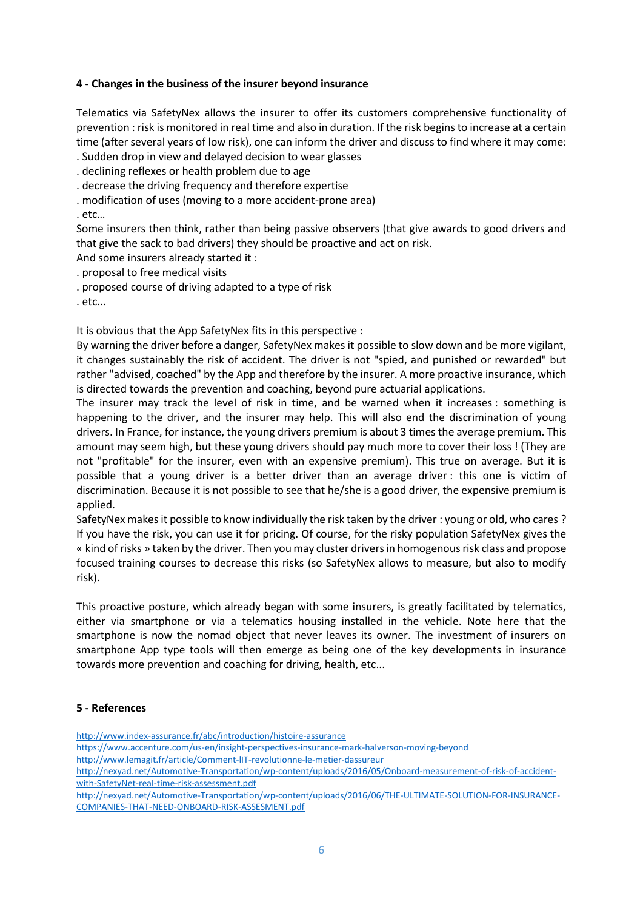#### 4 - Changes in the business of the insurer beyond insurance

Telematics via SafetyNex allows the insurer to offer its customers comprehensive functionality of prevention : risk is monitored in real time and also in duration. If the risk begins to increase at a certain time (after several years of low risk), one can inform the driver and discuss to find where it may come:

. Sudden drop in view and delayed decision to wear glasses
. declining reflexes or health problem due to age
. decrease the driving frequency and therefore expertise
. modification of uses (moving to a more accident-prone area)
. etc…

Some insurers then think, rather than being passive observers (that give awards to good drivers and that give the sack to bad drivers) they should be proactive and act on risk.

And some insurers already started it :

. proposal to free medical visits
. proposed course of driving adapted to a type of risk
. etc...

It is obvious that the App SafetyNex fits in this perspective :

By warning the driver before a danger, SafetyNex makes it possible to slow down and be more vigilant, it changes sustainably the risk of accident. The driver is not "spied, and punished or rewarded" but rather "advised, coached" by the App and therefore by the insurer. A more proactive insurance, which is directed towards the prevention and coaching, beyond pure actuarial applications.

The insurer may track the level of risk in time, and be warned when it increases : something is happening to the driver, and the insurer may help. This will also end the discrimination of young drivers. In France, for instance, the young drivers premium is about 3 times the average premium. This amount may seem high, but these young drivers should pay much more to cover their loss ! (They are not "profitable" for the insurer, even with an expensive premium). This true on average. But it is possible that a young driver is a better driver than an average driver : this one is victim of discrimination. Because it is not possible to see that he/she is a good driver, the expensive premium is applied.

SafetyNex makes it possible to know individually the risk taken by the driver : young or old, who cares ? If you have the risk, you can use it for pricing. Of course, for the risky population SafetyNex gives the « kind of risks » taken by the driver. Then you may cluster drivers in homogenous risk class and propose focused training courses to decrease this risks (so SafetyNex allows to measure, but also to modify risk).

This proactive posture, which already began with some insurers, is greatly facilitated by telematics, either via smartphone or via a telematics housing installed in the vehicle. Note here that the smartphone is now the nomad object that never leaves its owner. The investment of insurers on smartphone App type tools will then emerge as being one of the key developments in insurance towards more prevention and coaching for driving, health, etc...

#### 5 - References

http://www.index-assurance.fr/abc/introduction/histoire-assurance
https://www.accenture.com/us-en/insight-perspectives-insurance-mark-halverson-moving-beyond
http://www.lemagit.fr/article/Comment-lIT-revolutionne-le-metier-dassureur
http://nexyad.net/Automotive-Transportation/wp-content/uploads/2016/05/Onboard-measurement-of-risk-of-accident-with-SafetyNet-real-time-risk-assessment.pdf
http://nexyad.net/Automotive-Transportation/wp-content/uploads/2016/06/THE-ULTIMATE-SOLUTION-FOR-INSURANCE-COMPANIES-THAT-NEED-ONBOARD-RISK-ASSESMENT.pdf